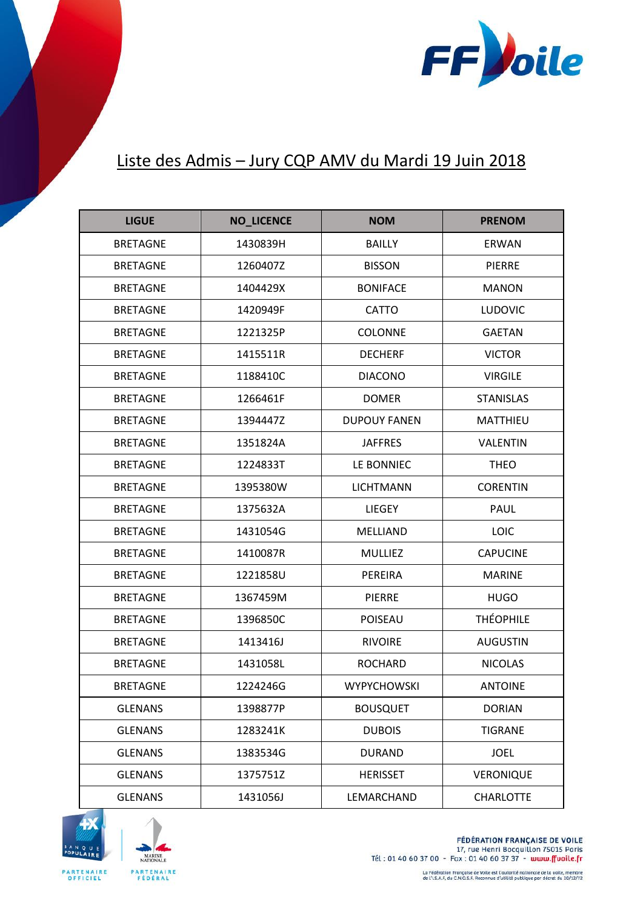# Liste des Admis – Jury CQP AMV du Mardi 19 Juin 2018

| LIGUE | NO_LICENCE | NOM | PRENOM |
|---|---|---|---|
| BRETAGNE | 1430839H | BAILLY | ERWAN |
| BRETAGNE | 1260407Z | BISSON | PIERRE |
| BRETAGNE | 1404429X | BONIFACE | MANON |
| BRETAGNE | 1420949F | CATTO | LUDOVIC |
| BRETAGNE | 1221325P | COLONNE | GAETAN |
| BRETAGNE | 1415511R | DECHERF | VICTOR |
| BRETAGNE | 1188410C | DIACONO | VIRGILE |
| BRETAGNE | 1266461F | DOMER | STANISLAS |
| BRETAGNE | 1394447Z | DUPOUY FANEN | MATTHIEU |
| BRETAGNE | 1351824A | JAFFRES | VALENTIN |
| BRETAGNE | 1224833T | LE BONNIEC | THEO |
| BRETAGNE | 1395380W | LICHTMANN | CORENTIN |
| BRETAGNE | 1375632A | LIEGEY | PAUL |
| BRETAGNE | 1431054G | MELLIAND | LOIC |
| BRETAGNE | 1410087R | MULLIEZ | CAPUCINE |
| BRETAGNE | 1221858U | PEREIRA | MARINE |
| BRETAGNE | 1367459M | PIERRE | HUGO |
| BRETAGNE | 1396850C | POISEAU | THÉOPHILE |
| BRETAGNE | 1413416J | RIVOIRE | AUGUSTIN |
| BRETAGNE | 1431058L | ROCHARD | NICOLAS |
| BRETAGNE | 1224246G | WYPYCHOWSKI | ANTOINE |
| GLENANS | 1398877P | BOUSQUET | DORIAN |
| GLENANS | 1283241K | DUBOIS | TIGRANE |
| GLENANS | 1383534G | DURAND | JOEL |
| GLENANS | 1375751Z | HERISSET | VERONIQUE |
| GLENANS | 1431056J | LEMARCHAND | CHARLOTTE |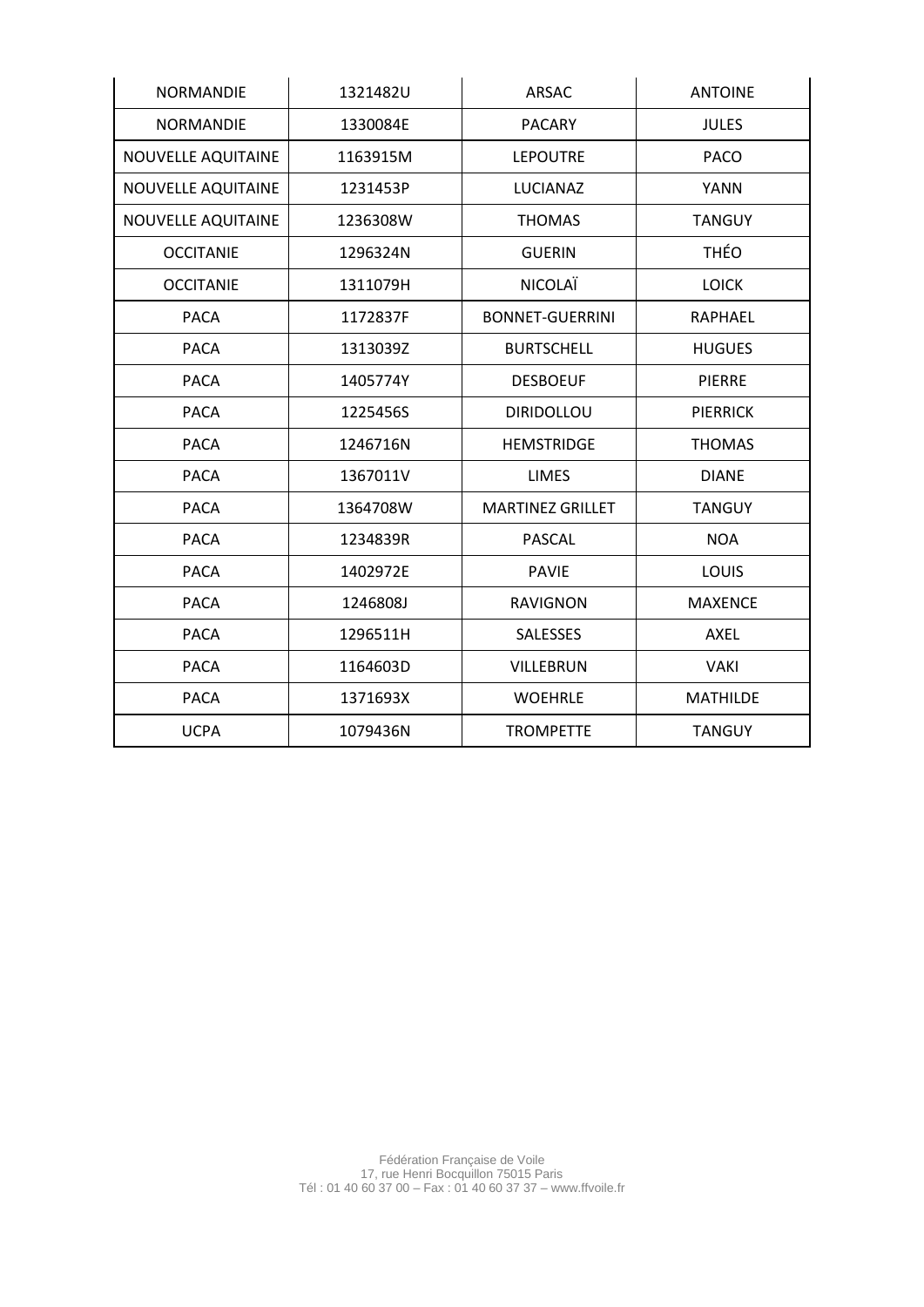| | | | |
|---|---|---|---|
| NORMANDIE | 1321482U | ARSAC | ANTOINE |
| NORMANDIE | 1330084E | PACARY | JULES |
| NOUVELLE AQUITAINE | 1163915M | LEPOUTRE | PACO |
| NOUVELLE AQUITAINE | 1231453P | LUCIANAZ | YANN |
| NOUVELLE AQUITAINE | 1236308W | THOMAS | TANGUY |
| OCCITANIE | 1296324N | GUERIN | THÉO |
| OCCITANIE | 1311079H | NICOLAÏ | LOICK |
| PACA | 1172837F | BONNET-GUERRINI | RAPHAEL |
| PACA | 1313039Z | BURTSCHELL | HUGUES |
| PACA | 1405774Y | DESBOEUF | PIERRE |
| PACA | 1225456S | DIRIDOLLOU | PIERRICK |
| PACA | 1246716N | HEMSTRIDGE | THOMAS |
| PACA | 1367011V | LIMES | DIANE |
| PACA | 1364708W | MARTINEZ GRILLET | TANGUY |
| PACA | 1234839R | PASCAL | NOA |
| PACA | 1402972E | PAVIE | LOUIS |
| PACA | 1246808J | RAVIGNON | MAXENCE |
| PACA | 1296511H | SALESSES | AXEL |
| PACA | 1164603D | VILLEBRUN | VAKI |
| PACA | 1371693X | WOEHRLE | MATHILDE |
| UCPA | 1079436N | TROMPETTE | TANGUY |